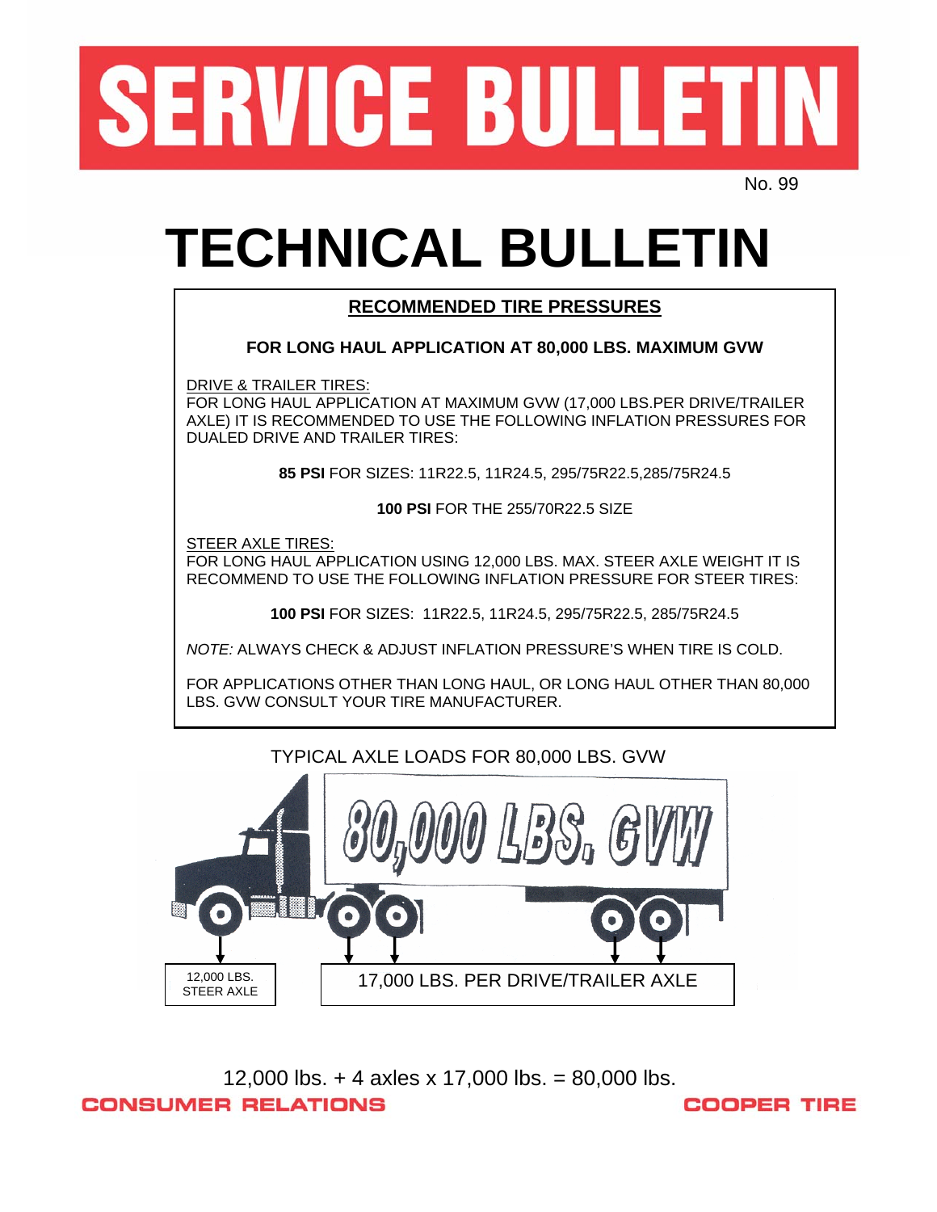# SERVICE BULLETIN

No. 99

# TECHNICAL BULLETIN

## RECOMMENDED TIRE PRESSURES

**FOR LONG HAUL APPLICATION AT 80,000 LBS. MAXIMUM GVW**

DRIVE & TRAILER TIRES:
FOR LONG HAUL APPLICATION AT MAXIMUM GVW (17,000 LBS.PER DRIVE/TRAILER AXLE) IT IS RECOMMENDED TO USE THE FOLLOWING INFLATION PRESSURES FOR DUALED DRIVE AND TRAILER TIRES:

**85 PSI** FOR SIZES: 11R22.5, 11R24.5, 295/75R22.5,285/75R24.5

**100 PSI** FOR THE 255/70R22.5 SIZE

STEER AXLE TIRES:
FOR LONG HAUL APPLICATION USING 12,000 LBS. MAX. STEER AXLE WEIGHT IT IS RECOMMEND TO USE THE FOLLOWING INFLATION PRESSURE FOR STEER TIRES:

**100 PSI** FOR SIZES: 11R22.5, 11R24.5, 295/75R22.5, 285/75R24.5

*NOTE:* ALWAYS CHECK & ADJUST INFLATION PRESSURE'S WHEN TIRE IS COLD.

FOR APPLICATIONS OTHER THAN LONG HAUL, OR LONG HAUL OTHER THAN 80,000 LBS. GVW CONSULT YOUR TIRE MANUFACTURER.

TYPICAL AXLE LOADS FOR 80,000 LBS. GVW

80,000 LBS. GVW

12,000 LBS. STEER AXLE

17,000 LBS. PER DRIVE/TRAILER AXLE

12,000 lbs. + 4 axles x 17,000 lbs. = 80,000 lbs.

CONSUMER RELATIONS

COOPER TIRE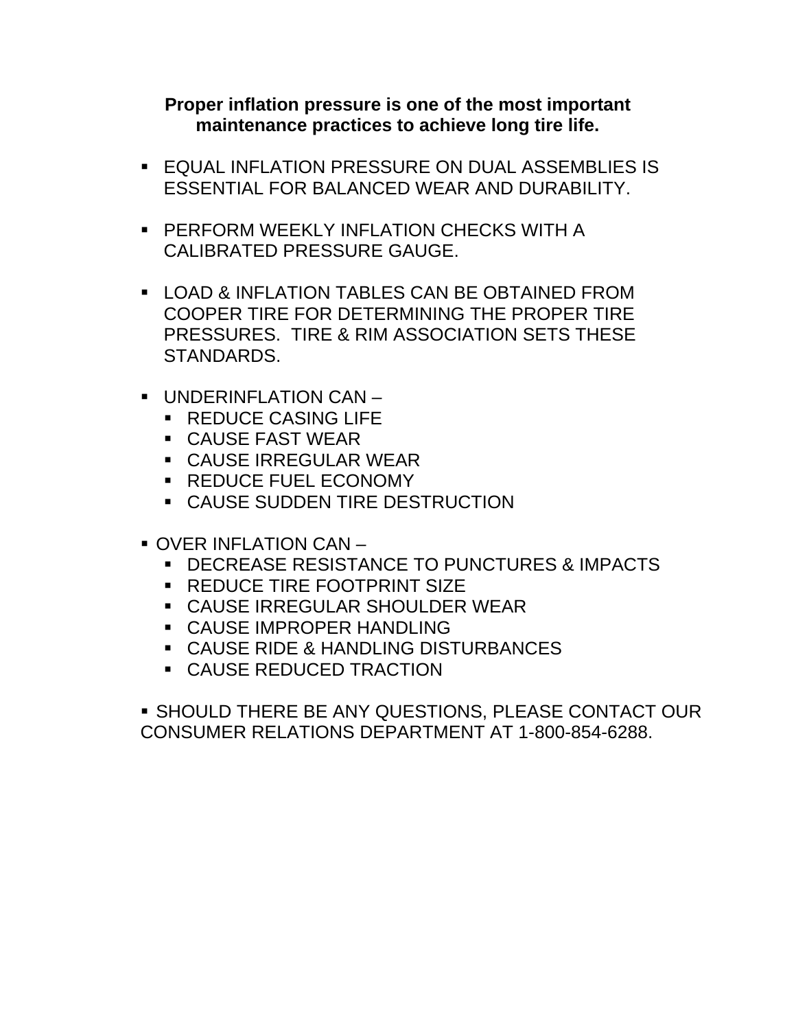**Proper inflation pressure is one of the most important maintenance practices to achieve long tire life.**

- EQUAL INFLATION PRESSURE ON DUAL ASSEMBLIES IS ESSENTIAL FOR BALANCED WEAR AND DURABILITY.

- PERFORM WEEKLY INFLATION CHECKS WITH A CALIBRATED PRESSURE GAUGE.

- LOAD & INFLATION TABLES CAN BE OBTAINED FROM COOPER TIRE FOR DETERMINING THE PROPER TIRE PRESSURES. TIRE & RIM ASSOCIATION SETS THESE STANDARDS.

- UNDERINFLATION CAN –
  - REDUCE CASING LIFE
  - CAUSE FAST WEAR
  - CAUSE IRREGULAR WEAR
  - REDUCE FUEL ECONOMY
  - CAUSE SUDDEN TIRE DESTRUCTION

- OVER INFLATION CAN –
  - DECREASE RESISTANCE TO PUNCTURES & IMPACTS
  - REDUCE TIRE FOOTPRINT SIZE
  - CAUSE IRREGULAR SHOULDER WEAR
  - CAUSE IMPROPER HANDLING
  - CAUSE RIDE & HANDLING DISTURBANCES
  - CAUSE REDUCED TRACTION

- SHOULD THERE BE ANY QUESTIONS, PLEASE CONTACT OUR CONSUMER RELATIONS DEPARTMENT AT 1-800-854-6288.